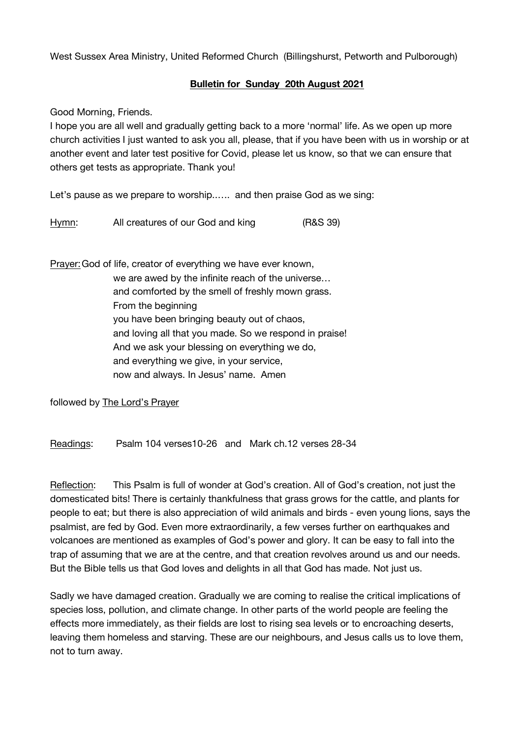West Sussex Area Ministry, United Reformed Church (Billingshurst, Petworth and Pulborough)

**Bulletin for Sunday 20th August 2021**

Good Morning, Friends.

I hope you are all well and gradually getting back to a more 'normal' life. As we open up more church activities I just wanted to ask you all, please, that if you have been with us in worship or at another event and later test positive for Covid, please let us know, so that we can ensure that others get tests as appropriate. Thank you!

Let's pause as we prepare to worship...... and then praise God as we sing:

Hymn: All creatures of our God and king (R&S 39)

Prayer: God of life, creator of everything we have ever known,
we are awed by the infinite reach of the universe…
and comforted by the smell of freshly mown grass.
From the beginning
you have been bringing beauty out of chaos,
and loving all that you made. So we respond in praise!
And we ask your blessing on everything we do,
and everything we give, in your service,
now and always. In Jesus' name. Amen

followed by The Lord's Prayer

Readings: Psalm 104 verses10-26 and Mark ch.12 verses 28-34

Reflection: This Psalm is full of wonder at God's creation. All of God's creation, not just the domesticated bits! There is certainly thankfulness that grass grows for the cattle, and plants for people to eat; but there is also appreciation of wild animals and birds - even young lions, says the psalmist, are fed by God. Even more extraordinarily, a few verses further on earthquakes and volcanoes are mentioned as examples of God's power and glory. It can be easy to fall into the trap of assuming that we are at the centre, and that creation revolves around us and our needs. But the Bible tells us that God loves and delights in all that God has made. Not just us.

Sadly we have damaged creation. Gradually we are coming to realise the critical implications of species loss, pollution, and climate change. In other parts of the world people are feeling the effects more immediately, as their fields are lost to rising sea levels or to encroaching deserts, leaving them homeless and starving. These are our neighbours, and Jesus calls us to love them, not to turn away.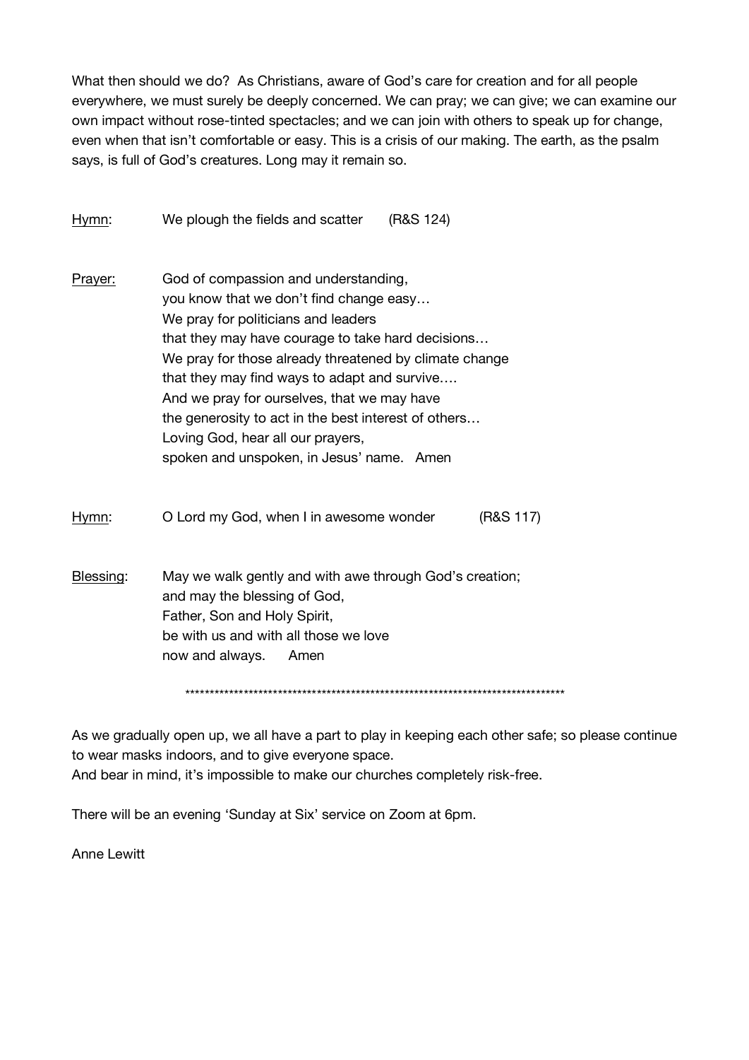What then should we do? As Christians, aware of God's care for creation and for all people everywhere, we must surely be deeply concerned. We can pray; we can give; we can examine our own impact without rose-tinted spectacles; and we can join with others to speak up for change, even when that isn't comfortable or easy. This is a crisis of our making. The earth, as the psalm says, is full of God's creatures. Long may it remain so.

Hymn: We plough the fields and scatter (R&S 124)

Prayer: God of compassion and understanding,
you know that we don't find change easy…
We pray for politicians and leaders
that they may have courage to take hard decisions…
We pray for those already threatened by climate change
that they may find ways to adapt and survive….
And we pray for ourselves, that we may have
the generosity to act in the best interest of others…
Loving God, hear all our prayers,
spoken and unspoken, in Jesus' name. Amen

Hymn: O Lord my God, when I in awesome wonder (R&S 117)

Blessing: May we walk gently and with awe through God's creation;
and may the blessing of God,
Father, Son and Holy Spirit,
be with us and with all those we love
now and always. Amen

********************************************************************************

As we gradually open up, we all have a part to play in keeping each other safe; so please continue to wear masks indoors, and to give everyone space.
And bear in mind, it's impossible to make our churches completely risk-free.

There will be an evening 'Sunday at Six' service on Zoom at 6pm.

Anne Lewitt